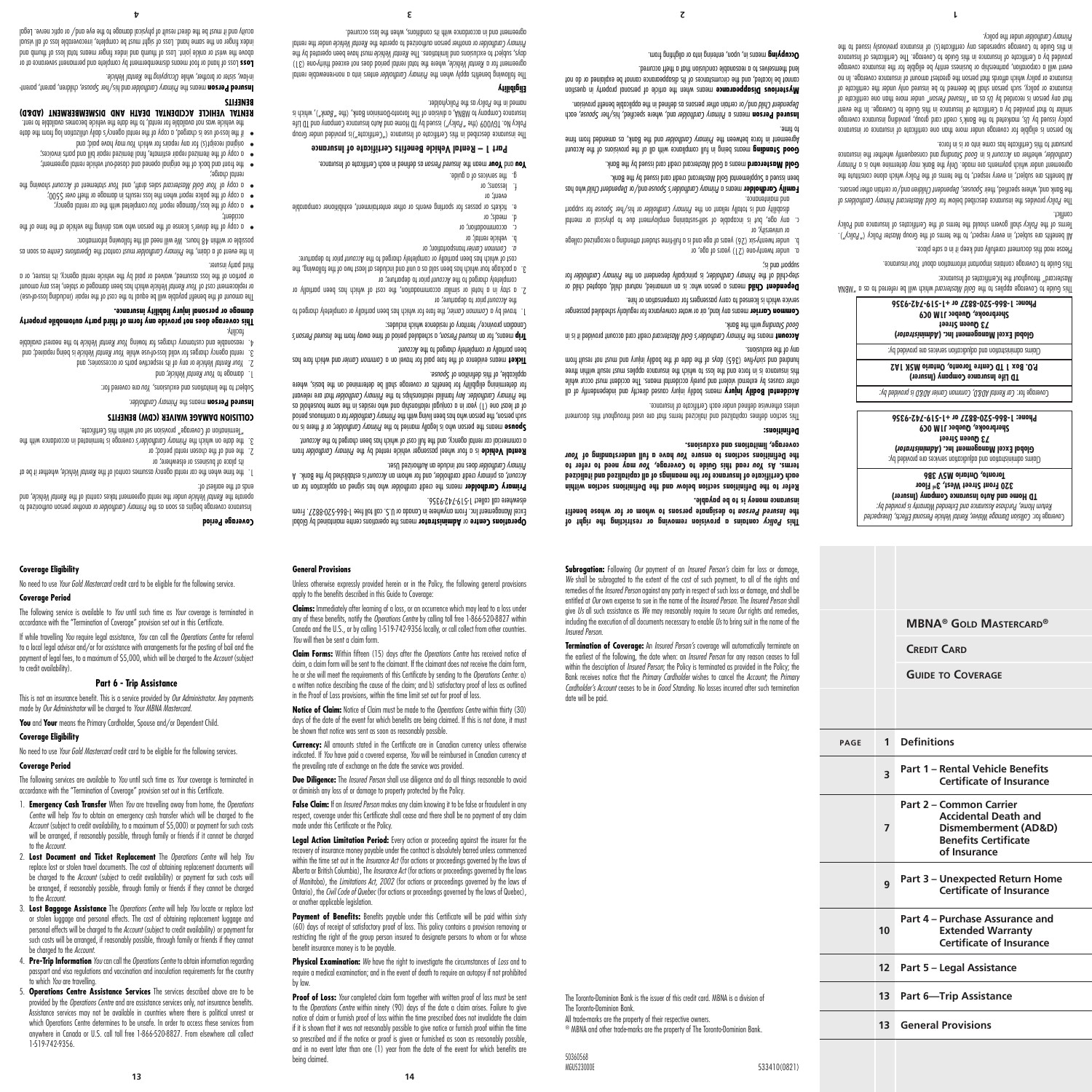# MBNA® Gold Mastercard®

## Credit Card

## Guide to Coverage

| PAGE | | |
|---|---|---|
| 1 | Definitions | |
| 3 | Part 1 – Rental Vehicle Benefits Certificate of Insurance | |
| 7 | Part 2 – Common Carrier Accidental Death and Dismemberment (AD&D) Benefits Certificate of Insurance | |
| 9 | Part 3 – Unexpected Return Home Certificate of Insurance | |
| 10 | Part 4 – Purchase Assurance and Extended Warranty Certificate of Insurance | |
| 12 | Part 5 – Legal Assistance | |
| 13 | Part 6—Trip Assistance | |
| 13 | General Provisions | |

*Coverage for: Collision Damage Waiver, Rental Vehicle Personal Effects, Unexpected Return Home, Purchase Assurance and Extended Warranty is provided by:*

**TD Home and Auto Insurance Company (Insurer)**
**320 Front Street West, 3rd Floor**
**Toronto, Ontario M5V 3B6**

Claims administration and adjudication services are provided by:

***Global Excel Management Inc. (Administrator)***
***73 Queen Street***
***Sherbrooke, Quebec J1M 0C9***
**Phone: 1-866-520-8827 or +1-519-742-9356**

*Coverage for: Car Rental AD&D, Common Carrier AD&D is provided by:*

**TD Life Insurance Company (Insurer)**
**P.O. Box 1 TD Centre Toronto, Ontario M5K 1A2**

Claims administration and adjudication services are provided by:

***Global Excel Management Inc. (Administrator)***
***73 Queen Street***
***Sherbrooke, Quebec J1M 0C9***
**Phone: 1-866-520-8827 or +1-519-742-9356**

This Guide to Coverage for the *Gold Mastercard* which will be referred to as "MBNA Mastercard" throughout the Certificates of Insurance.

This Guide to Coverage contains important information about *Your* insurance.

Please read this document carefully and keep it in a safe place.

All benefits are subject, in every respect, to the terms of the Group Master Policy ("*Policy*"). Terms of the *Policy* shall govern should the terms of the Certificates of Insurance and Policy conflict.

The *Policy* provides the insurance described below for *Gold Mastercard Primary Cardholders* of the Bank and, where specified, their *Spouses*, *Dependent Children* and/or certain other persons.

All benefits are subject, in every respect, to the terms of the *Policy* which alone constitute the agreement under which payments are made. Only the Bank may determine who is a *Primary Cardholder*, whether an *Account* is in *Good Standing* and consequently whether the insurance pursuant to this Certificate has come into or is in force.

No person is eligible for coverage under more than one certificate of insurance or insurance policy issued by *Us*, marketed to the Bank's credit card group, providing insurance coverage similar to that provided by a Certificate of Insurance in this Guide to Coverage. In the event that any person is recorded by *Us* as an "*Insured Person*" under more than one certificate of insurance or policy, such person shall be deemed to be insured only under the certificate of insurance or policy which affords that person the greatest amount of insurance coverage. In no event will a corporation, partnership or business entity be eligible for this insurance coverage provided by a Certificate of Insurance in this Guide to Coverage. The Certificates of Insurance in this Guide to Coverage supersedes any certificate(s) of insurance previously issued to the *Primary Cardholder* under the policy.

**This *Policy* contains a provision removing or restricting the right of the *Insured Person* to designate persons to whom or for whose benefit insurance money is to be payable.**

**Refer to the Definitions section below and the Definitions section within each Certificate of Insurance for the meanings of all capitalized and italicized terms. As *You* read this Guide to Coverage, *You* may need to refer to the Definitions sections to ensure *You* have a full understanding of *Your* coverage, limitations and exclusions.**

## Definitions:

This section defines capitalized and italicized terms that are used throughout this document unless otherwise defined under each Certificate of Insurance.

**Accidental Bodily Injury** means bodily injury caused directly and independently of all other causes by external violent and purely accidental means. The accident must occur while this insurance is in force and the loss to which this insurance applies must result within three hundred and sixty-five (365) days of the date of the bodily injury and must not result from any of the exclusions.

**Account** means the *Primary Cardholder's Gold Mastercard* credit card account provided it is in *Good Standing* with the Bank.

**Common Carrier** means any land, air or water conveyance for regularly scheduled passenger service which is licensed to carry passengers for compensation or hire.

**Dependent Child** means a person who: is an unmarried, natural child, adopted child or step-child of the *Primary Cardholder*, is principally dependent on the *Primary Cardholder* for support and is;

a. under twenty-one (21) years of age, or
b. under twenty-six (26) years of age and is a full-time student attending a recognized college or university, or
c. any age, but is incapable of self-sustaining employment due to physical or mental disability and is totally reliant on the *Primary Cardholder* or his/her *Spouse* for support and maintenance.

**Family Cardholder** means a *Primary Cardholder's Spouse* and/or *Dependent Child* who has been issued a Supplemental Gold Mastercard credit card issued by the Bank.

**Gold Mastercard** means a Gold Mastercard credit card issued by the Bank.

**Good Standing** means being in full compliance with all of the provisions of the Account Agreement in force between the *Primary Cardholder* and the Bank, as amended from time to time.

**Insured Person** means a *Primary Cardholder* and, where specified, his/her *Spouse*, each *Dependent Child* and/or certain other persons as defined in the applicable benefit provision.

**Mysterious Disappearance** means when the article of personal property in question cannot be located, and the circumstances of its disappearance cannot be explained and do not lend themselves to a reasonable conclusion that a theft occurred.

**Occupying** means in, upon, entering into or alighting from.

**Operations Centre** or **Administrator** means the operations centre maintained by Global Excel Management Inc. From anywhere in Canada or U.S. call toll free 1-866-520-8827. From elsewhere call collect 1-519-742-9356.

**Primary Cardholder** means the credit cardholder who has signed an application for an *Account*, as primary credit cardholder, and for whom an *Account* is established by the Bank. A *Primary Cardholder* does not include an Authorized User.

**Rental Vehicle** is a four wheel passenger vehicle rented by the *Primary Cardholder* from a commercial car rental agency, and the full cost of which has been charged to the *Account*.

**Spouse** means the person who is legally married to the *Primary Cardholder*, or if there is no such person, the person who has been living with the *Primary Cardholder* for a continuous period of at least one (1) year in a conjugal relationship and who resides in the same household as the *Primary Cardholder*. Any familial relationship to the *Primary Cardholder* that are relevant for determining eligibility for benefits or coverage shall be determined on the basis, where applicable, of this definition of *Spouse*.

**Ticket** means evidence of the fare paid for travel on a *Common Carrier* and which fare has been partially or completely charged to the *Account*.

**Trip** means, for an *Insured Person*, a scheduled period of time away from the *Insured Person's* Canadian province/ territory of residence which includes:

1. travel by a *Common Carrier*, the fare for which has been partially or completely charged to the *Account* prior to departure; or
2. a stay in a hotel or similar accommodation, the cost of which has been partially or completely charged to the *Account* prior to departure; or
3. a package tour which has been sold as a unit and includes at least two of the following, the cost of which has been partially or completely charged to the *Account* prior to departure:
   a. *Common Carrier* transportation; or
   b. vehicle rental; or
   c. accommodation; or
   d. meals; or
   e. tickets or passes for sporting events or other entertainment, exhibitions or similar comparable event; or
   f. lessons; or
   g. the services of a guide.

**You** and **Your** mean the *Insured Person* as defined in each Certificate of Insurance.

## Part 1 – Rental Vehicle Benefits Certificate of Insurance

The insurance described in this Certificate of Insurance ("Certificate") is provided under Group Policy No. TGV009 (the "*Policy*") issued by TD Home and Auto Insurance Company and TD Life Insurance Company to MBNA, a division of The Toronto-Dominion Bank, (the "Bank"), which is named in the *Policy* as the Policyholder.

### Eligibility

The following benefits apply when the *Primary Cardholder* enters into a non-renewable rental agreement for a *Rental Vehicle*, where the total rental period does not exceed thirty-one (31) days, subject to exclusions and limitations. The *Rental Vehicle* must have been operated by the *Primary Cardholder* or another person authorized to operate the *Rental Vehicle* under the rental agreement and in accordance with its conditions, when the loss occurred.

### Coverage Period

Insurance coverage begins as soon as the *Primary Cardholder* or another person authorized to operate the *Rental Vehicle* under the rental agreement takes control of the *Rental Vehicle*, and ends at the earliest of:

1. the time when the car rental agency assumes control of the *Rental Vehicle*, whether it be at its place of business or elsewhere; or
2. the end of the chosen rental period; or
3. the date on which the *Primary Cardholder's* coverage is terminated in accordance with the "Termination of Coverage" provision set out within this Certificate.

### COLLISION DAMAGE WAIVER (CDW) BENEFITS

**Insured Person** means the *Primary Cardholder*.

Subject to the limitations and exclusions, *You* are covered for:

1. damage to *Your Rental Vehicle*; and
2. *Your Rental Vehicle* or any of its respective parts or accessories; and
3. rental agency charges for valid loss-of-use while *Your Rental Vehicle* is being repaired; and
4. reasonable and customary charges for towing *Your Rental Vehicle* to the nearest available facility.

**This coverage does not provide any form of third party automobile property damage or personal injury liability insurance.**

The amount of the benefit payable will be equal to the cost of the repair (including loss-of-use) or replacement cost of *Your Rental Vehicle* which has been damaged or stolen, less any amount or portion of the loss assumed, waived or paid by the vehicle rental agency, its insurer, or a third party insurer.

In the event of a claim, the *Primary Cardholder* must contact the *Operations Centre* as soon as possible or within 48 hours. We will need all the following information:

- a copy of the driver's license of the person who was driving the vehicle at the time of the accident;
- a copy of the loss/damage report *You* completed with the car rental agency;
- a copy of the police report when the loss results in damage or theft over $500;
- a copy of *Your Gold Mastercard* sales draft, and *Your* statement of *Account* showing the rental charge;
- the front and back of the original opened and closed-out vehicle rental agreement;
- a copy of the itemized repair estimate, final itemized repair bill and parts invoices;
- original receipt(s) for any repairs for which *You* may have paid; and
- if the loss-of use is charged, a copy of the rental agency's daily utilization log from the date the vehicle was not available for rental, to the date the vehicle becomes available to rent.

### RENTAL VEHICLE ACCIDENTAL DEATH AND DISMEMBERMENT (AD&D) BENEFITS

**Insured Person** means the *Primary Cardholder* and his/her *Spouse*, children, parent, parent-in-law, sister or brother, while *Occupying* the *Rental Vehicle*.

**Loss** of hand or foot means dismemberment by complete and permanent severance at or above the wrist or ankle joint. Loss of thumb and index finger means total loss of thumb and index finger on the same hand. Loss of sight must be complete, irrecoverable loss of all visual acuity and it must be the direct result of physical damage to the eye and/ or optic nerve. Legal

### Coverage Eligibility

No need to use *Your Gold Mastercard* credit card to be eligible for the following service.

### Coverage Period

The following service is available to *You* until such time as *Your* coverage is terminated in accordance with the "Termination of Coverage" provision set out in this Certificate.

If while travelling *You* require legal assistance, *You* can call the *Operations Centre* for referral to a local legal advisor and/or for assistance with arrangements for the posting of bail and the payment of legal fees, to a maximum of $5,000, which will be charged to the *Account* (subject to credit availability).

## Part 6 - Trip Assistance

This is not an insurance benefit. This is a service provided by *Our Administrator*. Any payments made by *Our Administrator* will be charged to *Your MBNA Mastercard*.

**You** and **Your** means the Primary Cardholder, Spouse and/or Dependent Child.

### Coverage Eligibility

No need to use *Your Gold Mastercard* credit card to be eligible for the following services.

### Coverage Period

The following services are available to *You* until such time as *Your* coverage is terminated in accordance with the "Termination of Coverage" provision set out in this Certificate.

1. **Emergency Cash Transfer** When *You* are travelling away from home, the *Operations Centre* will help *You* to obtain an emergency cash transfer which will be charged to the *Account* (subject to credit availability, to a maximum of $5,000) or payment for such costs will be arranged, if reasonably possible, through family or friends if it cannot be charged to the *Account*.
2. **Lost Document and Ticket Replacement** The *Operations Centre* will help *You* replace lost or stolen travel documents. The cost of obtaining replacement documents will be charged to the *Account* (subject to credit availability) or payment for such costs will be arranged, if reasonably possible, through family or friends if they cannot be charged to the *Account*.
3. **Lost Baggage Assistance** The *Operations Centre* will help *You* locate or replace lost or stolen luggage and personal effects. The cost of obtaining replacement luggage and personal effects will be charged to the *Account* (subject to credit availability) or payment for such costs will be arranged, if reasonably possible, through family or friends if they cannot be charged to the *Account*.
4. **Pre-Trip Information** *You* can call the *Operations Centre* to obtain information regarding passport and visa regulations and vaccination and inoculation requirements for the country to which *You* are travelling.
5. **Operations Centre Assistance Services** The services described above are to be provided by the *Operations Centre* and are assistance services only, not insurance benefits. Assistance services may not be available in countries where there is political unrest or which *Operations Centre* determines to be unsafe. In order to access these services from anywhere in Canada or U.S. call toll free 1-866-520-8827. From elsewhere call collect 1-519-742-9356.

## General Provisions

Unless otherwise expressly provided herein or in the Policy, the following general provisions apply to the benefits described in this Guide to Coverage:

**Claims:** Immediately after learning of a loss, or an occurrence which may lead to a loss under any of these benefits, notify the *Operations Centre* by calling toll free 1-866-520-8827 within Canada and the U.S., or by calling 1-519-742-9356 locally, or call collect from other countries. *You* will then be sent a claim form.

**Claim Forms:** Within fifteen (15) days after the *Operations Centre* has received notice of claim, a claim form will be sent to the claimant. If the claimant does not receive the claim form, he or she will meet the requirements of this Certificate by sending to the *Operations Centre*: a) a written notice describing the cause of the claim; and b) satisfactory proof of loss as outlined in the Proof of Loss provisions, within the time limit set out for proof of loss.

**Notice of Claim:** Notice of Claim must be made to the *Operations Centre* within thirty (30) days of the date of the event for which benefits are being claimed. If this is not done, it must be shown that notice was sent as soon as reasonably possible.

**Currency:** All amounts stated in the Certificate are in Canadian currency unless otherwise indicated. If *You* have paid a covered expense, *You* will be reimbursed in Canadian currency at the prevailing rate of exchange on the date the service was provided.

**Due Diligence:** The *Insured Person* shall use diligence and do all things reasonable to avoid or diminish any loss of or damage to property protected by the Policy.

**False Claim:** If an *Insured Person* makes any claim knowing it to be false or fraudulent in any respect, coverage under this Certificate shall cease and there shall be no payment of any claim made under this Certificate or the Policy.

**Legal Action Limitation Period:** Every action or proceeding against the insurer for the recovery of insurance money payable under the contract is absolutely barred unless commenced within the time set out in the *Insurance Act* (for actions or proceedings governed by the laws of Alberta or British Columbia), The *Insurance Act* (for actions or proceedings governed by the laws of Manitoba), the *Limitations Act, 2002* (for actions or proceedings governed by the laws of Ontario), the *Civil Code of Quebec* (for actions or proceedings governed by the laws of Quebec), or another applicable legislation.

**Payment of Benefits:** Benefits payable under this Certificate will be paid within sixty (60) days of receipt of satisfactory proof of loss. This policy contains a provision removing or restricting the right of the group person insured to designate persons to whom or for whose benefit insurance money is to be payable.

**Physical Examination:** *We* have the right to investigate the circumstances of *Loss* and to require a medical examination; and in the event of death to require an autopsy if not prohibited by law.

**Proof of Loss:** *Your* completed claim form together with written proof of loss must be sent to the *Operations Centre* within ninety (90) days of the date a claim arises. Failure to give notice of claim or furnish proof of loss within the time prescribed does not invalidate the claim if it is shown that it was not reasonably possible to give notice or furnish proof within the time so prescribed and if the notice or proof is given or furnished as soon as reasonably possible, and in no event later than one (1) year from the date of the event for which benefits are being claimed.

**Subrogation:** Following *Our* payment of an *Insured Person's* claim for loss or damage, *We* shall be subrogated to the extent of the cost of such payment, to all of the rights and remedies of the *Insured Person* against any party in respect of such loss or damage, and shall be entitled at *Our* own expense to sue in the name of the *Insured Person*. The *Insured Person* shall give *Us* all such assistance as *We* may reasonably require to secure *Our* rights and remedies, including the execution of all documents necessary to enable *Us* to bring suit in the name of the *Insured Person*.

**Termination of Coverage:** An *Insured Person's* coverage will automatically terminate on the earliest of the following, the date when: an *Insured Person* for any reason ceases to fall within the description of *Insured Person*; the Policy is terminated as provided in the Policy; the Bank receives notice that the *Primary Cardholder* wishes to cancel the *Account*; the *Primary Cardholder's Account* ceases to be in *Good Standing*. No losses incurred after such termination date will be paid.

The Toronto-Dominion Bank is the issuer of this credit card. MBNA is a division of The Toronto-Dominion Bank.

All trade-marks are the property of their respective owners.

® MBNA and other trade-marks are the property of The Toronto-Dominion Bank.

50360568
MGU52300E 533410(0821)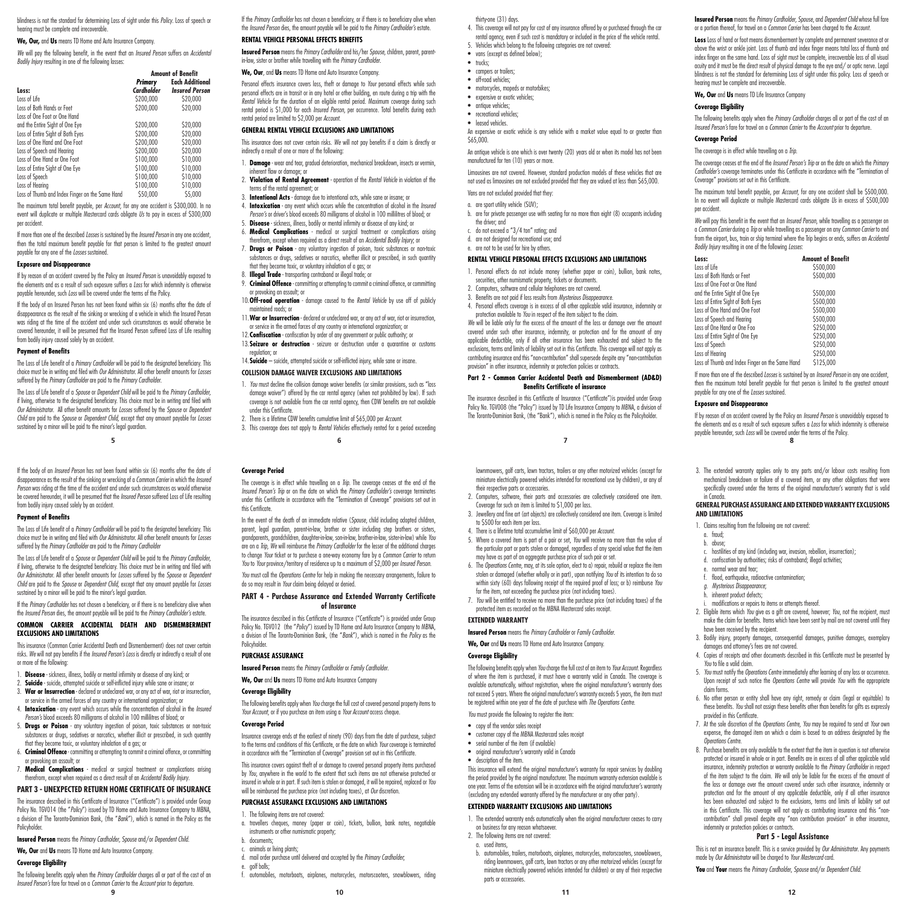blindness is not the standard for determining Loss of sight under this *Policy*. Loss of speech or hearing must be complete and irrecoverable.

**We, Our,** and **Us** means TD Home and Auto Insurance Company.

*We* will pay the following benefit, in the event that an *Insured Person* suffers an *Accidental Bodily Injury* resulting in one of the following losses:

| Loss: | Amount of Benefit Primary Cardholder | Each Additional Insured Person |
|---|---|---|
| Loss of Life | $200,000 | $20,000 |
| Loss of Both Hands or Feet | $200,000 | $20,000 |
| Loss of One Foot or One Hand and the Entire Sight of One Eye | $200,000 | $20,000 |
| Loss of Entire Sight of Both Eyes | $200,000 | $20,000 |
| Loss of One Hand and One Foot | $200,000 | $20,000 |
| Loss of Speech and Hearing | $200,000 | $20,000 |
| Loss of One Hand or One Foot | $100,000 | $10,000 |
| Loss of Entire Sight of One Eye | $100,000 | $10,000 |
| Loss of Speech | $100,000 | $10,000 |
| Loss of Hearing | $100,000 | $10,000 |
| Loss of Thumb and Index Finger on the Same Hand | $50,000 | $5,000 |

The maximum total benefit payable, per *Account*, for any one accident is $300,000. In no event will duplicate or multiple Mastercard cards obligate *Us* to pay in excess of $300,000 per accident.

If more than one of the described *Losses* is sustained by the *Insured Person* in any one accident, then the total maximum benefit payable for that person is limited to the greatest amount payable for any one of the *Losses* sustained.

### Exposure and Disappearance

If by reason of an accident covered by the Policy an *Insured Person* is unavoidably exposed to the elements and as a result of such exposure suffers a *Loss* for which indemnity is otherwise payable hereunder, such *Loss* will be covered under the terms of the Policy.

If the body of an Insured Person has not been found within six (6) months after the date of disappearance as the result of the sinking or wrecking of a vehicle in which the Insured Person was riding at the time of the accident and under such circumstances as would otherwise be covered hereunder, it will be presumed that the Insured Person suffered Loss of Life resulting from bodily injury caused solely by an accident.

### Payment of Benefits

The Loss of Life benefit of a *Primary Cardholder* will be paid to the designated beneficiary. This choice must be in writing and filed with *Our Administrator*. All other benefit amounts for *Losses* suffered by the *Primary Cardholder* are paid to the *Primary Cardholder*.

The Loss of Life benefit of a *Spouse* or *Dependent Child* will be paid to the *Primary Cardholder*, if living, otherwise to the designated beneficiary. This choice must be in writing and filed with *Our Administrator*. All other benefit amounts for *Losses* suffered by the *Spouse* or *Dependent Child* are paid to the *Spouse* or *Dependent Child*, except that any amount payable for *Losses* sustained by a minor will be paid to the minor's legal guardian.

If the *Primary Cardholder* has not chosen a beneficiary, or if there is no beneficiary alive when the *Insured Person* dies, the amount payable will be paid to the *Primary Cardholder's* estate.

## RENTAL VEHICLE PERSONAL EFFECTS BENEFITS

**Insured Person** means the *Primary Cardholder* and his/her *Spouse*, children, parent, parent-in-law, sister or brother while travelling with the *Primary Cardholder*.

**We, Our**, and **Us** means TD Home and Auto Insurance Company.

Personal effects insurance covers loss, theft or damage to *Your* personal effects while such personal effects are in transit or in any hotel or other building, en route during a trip with the *Rental Vehicle* for the duration of an eligible rental period. Maximum coverage during such rental period is $1,000 for each *Insured Person*, per occurrence. Total benefits during each rental period are limited to $2,000 per *Account*.

## GENERAL RENTAL VEHICLE EXCLUSIONS AND LIMITATIONS

This insurance does not cover certain risks. *We* will not pay benefits if a claim is directly or indirectly a result of one or more of the following:

1. **Damage** - wear and tear, gradual deterioration, mechanical breakdown, insects or vermin, inherent flaw or damage; or
2. **Violation of Rental Agreement** - operation of the *Rental Vehicle* in violation of the terms of the rental agreement; or
3. **Intentional Acts** - damage due to intentional acts, while sane or insane; or
4. **Intoxication** - any event which occurs while the concentration of alcohol in the *Insured Person's* or driver's blood exceeds 80 milligrams of alcohol in 100 millilitres of blood; or
5. **Disease** - sickness, illness, bodily or mental infirmity or disease of any kind; or
6. **Medical Complications** - medical or surgical treatment or complications arising therefrom, except when required as a direct result of an *Accidental Bodily Injury*; or
7. **Drugs or Poison** - any voluntary ingestion of poison, toxic substances or non-toxic substances or drugs, sedatives or narcotics, whether illicit or prescribed, in such quantity that they become toxic, or voluntary inhalation of a gas; or
8. **Illegal Trade** - transporting contraband or illegal trade; or
9. **Criminal Offence** - committing or attempting to commit a criminal offence, or committing or provoking an assault; or
10. **Off-road operation** - damage caused to the *Rental Vehicle* by use off of publicly maintained roads; or
11. **War or Insurrection** - declared or undeclared war, or any act of war, riot or insurrection, or service in the armed forces of any country or international organization; or
12. **Confiscation** - confiscation by order of any government or public authority; or
13. **Seizure or destruction** - seizure or destruction under a quarantine or customs regulation; or
14. **Suicide** – suicide, attempted suicide or self-inflicted injury, while sane or insane.

## COLLISION DAMAGE WAIVER EXCLUSIONS AND LIMITATIONS

1. *You* must decline the collision damage waiver benefits (or similar provisions, such as "loss damage waiver") offered by the car rental agency (when not prohibited by law). If such coverage is not available from the car rental agency, then CDW benefits are not available under this Certificate.
2. There is a lifetime CDW benefits cumulative limit of $65,000 per *Account*.
3. This coverage does not apply to *Rental Vehicles* effectively rented for a period exceeding thirty-one (31) days.
4. This coverage will not pay for cost of any insurance offered by or purchased through the car rental agency, even if such cost is mandatory or included in the price of the vehicle rental.
5. Vehicles which belong to the following categories are not covered:
   - vans (except as defined below);
   - trucks;
   - campers or trailers;
   - off-road vehicles;
   - motorcycles, mopeds or motorbikes;
   - expensive or exotic vehicles;
   - antique vehicles;
   - recreational vehicles;
   - leased vehicles.

An expensive or exotic vehicle is any vehicle with a market value equal to or greater than $65,000.

An antique vehicle is one which is over twenty (20) years old or when its model has not been manufactured for ten (10) years or more.

Limousines are not covered. However, standard production models of these vehicles that are not used as limousines are not excluded provided that they are valued at less than $65,000.

Vans are not excluded provided that they:

a. are sport utility vehicle (SUV);
b. are for private passenger use with seating for no more than eight (8) occupants including the driver; and
c. do not exceed a "3/4 ton" rating; and
d. are not designed for recreational use; and
e. are not to be used for hire by others.

## RENTAL VEHICLE PERSONAL EFFECTS EXCLUSIONS AND LIMITATIONS

1. Personal effects do not include money (whether paper or coin), bullion, bank notes, securities, other numismatic property, tickets or documents.
2. Computers, software and cellular telephones are not covered.
3. Benefits are not paid if loss results from *Mysterious Disappearance*.
4. Personal effects coverage is in excess of all other applicable valid insurance, indemnity or protection available to *You* in respect of the item subject to the claim.

*We* will be liable only for the excess of the amount of the loss or damage over the amount covered under such other insurance, indemnity, or protection and for the amount of any applicable deductible, only if all other insurance has been exhausted and subject to the exclusions, terms and limits of liability set out in this Certificate. This coverage will not apply as contributing insurance and this "non-contribution" shall supersede despite any "non-contribution provision" in other insurance, indemnity or protection policies or contracts.

## Part 2 - Common Carrier Accidental Death and Dismemberment (AD&D) Benefits Certificate of Insurance

The insurance described in this Certificate of Insurance ("Certificate") is provided under Group Policy No. TGV008 (the "Policy") issued by TD Life Insurance Company to MBNA, a division of The Toronto-Dominion Bank, (the "Bank"), which is named in the Policy as the Policyholder.

**Insured Person** means the *Primary Cardholder, Spouse*, and *Dependent Child* whose full fare or a portion thereof, for travel on a *Common Carrier* has been charged to the *Account*.

**Loss** Loss of hand or foot means dismemberment by complete and permanent severance at or above the wrist or ankle joint. Loss of thumb and index finger means total loss of thumb and index finger on the same hand. Loss of sight must be complete, irrecoverable loss of all visual acuity and it must be the direct result of physical damage to the eye and/ or optic nerve. Legal blindness is not the standard for determining Loss of sight under this policy. Loss of speech or hearing must be complete and irrecoverable.

**We, Our** and **Us** means TD Life Insurance Company

### Coverage Eligibility

The following benefits apply when the *Primary Cardholder* charges all or part of the cost of an *Insured Person's* fare for travel on a *Common Carrier* to the *Account* prior to departure.

### Coverage Period

The coverage is in effect while travelling on a *Trip*.

The coverage ceases at the end of the *Insured Person's Trip* or on the date on which the *Primary Cardholder's* coverage terminates under this Certificate in accordance with the "Termination of Coverage" provisions set out in this Certificate.

The maximum total benefit payable, per *Account*, for any one accident shall be $500,000. In no event will duplicate or multiple Mastercard cards obligate *Us* in excess of $500,000 per accident.

*We* will pay this benefit in the event that an *Insured Person*, while travelling as a passenger on a *Common Carrier* during a *Trip* or while travelling as a passenger on any *Common Carrier* to and from the airport, bus, train or ship terminal where the Trip begins or ends, suffers an *Accidental Bodily Injury* resulting in one of the following *Losses*:

| Loss: | Amount of Benefit |
|---|---|
| Loss of Life | $500,000 |
| Loss of Both Hands or Feet | $500,000 |
| Loss of One Foot or One Hand and the Entire Sight of One Eye | $500,000 |
| Loss of Entire Sight of Both Eyes | $500,000 |
| Loss of One Hand and One Foot | $500,000 |
| Loss of Speech and Hearing | $500,000 |
| Loss of One Hand or One Foo | $250,000 |
| Loss of Entire Sight of One Eye | $250,000 |
| Loss of Speech | $250,000 |
| Loss of Hearing | $250,000 |
| Loss of Thumb and Index Finger on the Same Hand | $125,000 |

If more than one of the described *Losses* is sustained by an *Insured Person* in any one accident, then the maximum total benefit payable for that person is limited to the greatest amount payable for any one of the *Losses* sustained.

### Exposure and Disappearance

If by reason of an accident covered by the Policy an *Insured Person* is unavoidably exposed to the elements and as a result of such exposure suffers a *Loss* for which indemnity is otherwise payable hereunder, such *Loss* will be covered under the terms of the Policy.

If the body of an *Insured Person* has not been found within six (6) months after the date of disappearance as the result of the sinking or wrecking of a *Common Carrier* in which the *Insured Person* was riding at the time of the accident and under such circumstances as would otherwise be covered hereunder, it will be presumed that the *Insured Person* suffered Loss of Life resulting from bodily injury caused solely by an accident.

### Payment of Benefits

The Loss of Life benefit of a *Primary Cardholder* will be paid to the designated beneficiary. This choice must be in writing and filed with *Our Administrator*. All other benefit amounts for *Losses* suffered by the *Primary Cardholder* are paid to the *Primary Cardholder*

The Loss of Life benefit of a *Spouse* or *Dependent Child* will be paid to the *Primary Cardholder*, if living, otherwise to the designated beneficiary. This choice must be in writing and filed with *Our Administrator*. All other benefit amounts for *Losses* suffered by the *Spouse* or *Dependent Child* are paid to the *Spouse* or *Dependent Child*, except that any amount payable for *Losses* sustained by a minor will be paid to the minor's legal guardian.

If the *Primary Cardholder* has not chosen a beneficiary, or if there is no beneficiary alive when the *Insured Person* dies, the amount payable will be paid to the *Primary Cardholder's* estate.

## COMMON CARRIER ACCIDENTAL DEATH AND DISMEMBERMENT EXCLUSIONS AND LIMITATIONS

This insurance (Common Carrier Accidental Death and Dismemberment) does not cover certain risks. *We* will not pay benefits if the *Insured Person's Loss* is directly or indirectly a result of one or more of the following:

1. **Disease** - sickness, illness, bodily or mental infirmity or disease of any kind; or
2. **Suicide** - suicide, attempted suicide or self-inflicted injury while sane or insane; or
3. **War or Insurrection** - declared or undeclared war, or any act of war, riot or insurrection, or service in the armed forces of any country or international organization; or
4. **Intoxication** - any event which occurs while the concentration of alcohol in the *Insured Person's* blood exceeds 80 milligrams of alcohol in 100 millilitres of blood; or
5. **Drugs or Poison** - any voluntary ingestion of poison, toxic substances or non-toxic substances or drugs, sedatives or narcotics, whether illicit or prescribed, in such quantity that they become toxic, or voluntary inhalation of a gas; or
6. **Criminal Offence** - committing or attempting to commit a criminal offence, or committing or provoking an assault; or
7. **Medical Complications** - medical or surgical treatment or complications arising therefrom, except when required as a direct result of an *Accidental Bodily Injury*.

## PART 3 - UNEXPECTED RETURN HOME CERTIFICATE OF INSURANCE

The insurance described in this Certificate of Insurance ("Certificate") is provided under Group Policy No. TGV014 (the "*Policy*") issued by TD Home and Auto Insurance Company to MBNA, a division of The Toronto-Dominion Bank, (the "*Bank*"), which is named in the Policy as the Policyholder.

**Insured Person** means the *Primary Cardholder, Spouse* and/or *Dependent Child*.

**We, Our** and **Us** means TD Home and Auto Insurance Company.

### Coverage Eligibility

The following benefits apply when the *Primary Cardholder* charges all or part of the cost of an *Insured Person's* fare for travel on a *Common Carrier* to the *Account* prior to departure.

### Coverage Period

The coverage is in effect while travelling on a *Trip*. The coverage ceases at the end of the *Insured Person's Trip* or on the date on which the *Primary Cardholder's* coverage terminates under this Certificate in accordance with the "Termination of Coverage" provisions set out in this Certificate.

In the event of the death of an immediate relative (*Spouse*, child including adopted children, parent, legal guardian, parent-in-law, brother or sister including step brothers or sisters, grandparents, grandchildren, daughter-in-law, son-in-law, brother-in-law, sister-in-law) while *You* are on a *Trip*, *We* will reimburse the *Primary Cardholder* for the lesser of the additional charges to change *Your* ticket or to purchase a one-way economy fare by a *Common Carrier* to return *You* to *Your* province/territory of residence up to a maximum of $2,000 per *Insured Person*.

*You* must call the *Operations Centre* for help in making the necessary arrangements, failure to do so may result in *Your* claim being delayed or denied.

## PART 4 - Purchase Assurance and Extended Warranty Certificate of Insurance

The insurance described in this Certificate of Insurance ("Certificate") is provided under Group Policy No. TGV012 (the "*Policy*") issued by TD Home and Auto Insurance Company to MBNA, a division of The Toronto-Dominion Bank, (the "*Bank*"), which is named in the *Policy* as the Policyholder.

## PURCHASE ASSURANCE

**Insured Person** means the *Primary Cardholder* or *Family Cardholder*.

**We, Our** and **Us** means TD Home and Auto Insurance Company

### Coverage Eligibility

The following benefits apply when *You* charge the full cost of covered personal property items to *Your Account*, or if you purchase an item using a *Your Account* access cheque.

### Coverage Period

Insurance coverage ends at the earliest of ninety (90) days from the date of purchase, subject to the terms and conditions of this Certificate, or the date on which *Your* coverage is terminated in accordance with the "Termination of Coverage" provision set out in this Certificate.

This insurance covers against theft of or damage to covered personal property items purchased by *You*, anywhere in the world to the extent that such items are not otherwise protected or insured in whole or in part. If such item is stolen or damaged, it will be repaired, replaced or *You* will be reimbursed the purchase price (not including taxes), at *Our* discretion.

## PURCHASE ASSURANCE EXCLUSIONS AND LIMITATIONS

1. The following items are not covered:
   a. travellers cheques, money (paper or coin), tickets, bullion, bank notes, negotiable instruments or other numismatic property;
   b. documents;
   c. animals or living plants;
   d. mail order purchase until delivered and accepted by the *Primary Cardholder*,
   e. golf balls;
   f. automobiles, motorboats, airplanes, motorcycles, motorscooters, snowblowers, riding lawnmowers, golf carts, lawn tractors, trailers or any other motorized vehicles (except for miniature electrically powered vehicles intended for recreational use by children), or any of their respective parts or accessories.
2. Computers, software, their parts and accessories are collectively considered one item. Coverage for such an item is limited to $1,000 per loss.
3. Jewellery and fine art (art objects) are collectively considered one item. Coverage is limited to $500 for each item per loss.
4. There is a lifetime total accumulative limit of $60,000 per *Account*.
5. Where a covered item is part of a pair or set, *You* will receive no more than the value of the particular part or parts stolen or damaged, regardless of any special value that the item may have as part of an aggregate purchase price of such pair or set.
6. The *Operations Centre*, may, at its sole option, elect to a) repair, rebuild or replace the item stolen or damaged (whether wholly or in part), upon notifying *You* of its intention to do so within sixty (60) days following receipt of the required proof of loss; or b) reimburse *You* for the item, not exceeding the purchase price (not including taxes).
7. *You* will be entitled to receive no more than the purchase price (not including taxes) of the protected item as recorded on the MBNA Mastercard sales receipt.

## EXTENDED WARRANTY

**Insured Person** means the *Primary Cardholder* or *Family Cardholder*.

**We, Our** and **Us** means TD Home and Auto Insurance Company.

### Coverage Eligibility

The following benefits apply when *You* charge the full cost of an item to *Your Account*. Regardless of where the item is purchased, it must have a warranty valid in Canada. The coverage is available automatically, without registration, where the original manufacturer's warranty does not exceed 5 years. Where the original manufacturer's warranty exceeds 5 years, the item must be registered within one year of the date of purchase with *The Operations Centre*.

*You* must provide the following to register the item:

- copy of the vendor sales receipt
- customer copy of the MBNA Mastercard sales receipt
- serial number of the item (if available)
- original manufacturer's warranty valid in Canada
- description of the item.

This insurance will extend the original manufacturer's warranty for repair services by doubling the period provided by the original manufacturer. The maximum warranty extension available is one year. Terms of the extension will be in accordance with the original manufacturer's warranty (excluding any extended warranty offered by the manufacturer or any other party).

## EXTENDED WARRANTY EXCLUSIONS AND LIMITATIONS

1. The extended warranty ends automatically when the original manufacturer ceases to carry on business for any reason whatsoever.
2. The following items are not covered:
   a. used items,
   b. automobiles, trailers, motorboats, airplanes, motorcycles, motorscooters, snowblowers, riding lawnmowers, golf carts, lawn tractors or any other motorized vehicles (except for miniature electrically powered vehicles intended for children) or any of their respective parts or accessories.
3. The extended warranty applies only to any parts and/or labour costs resulting from mechanical breakdown or failure of a covered item, or any other obligations that were specifically covered under the terms of the original manufacturer's warranty that is valid in Canada.

## GENERAL PURCHASE ASSURANCE AND EXTENDED WARRANTY EXCLUSIONS AND LIMITATIONS

1. Claims resulting from the following are not covered:
   a. fraud;
   b. abuse;
   c. hostilities of any kind (including war, invasion, rebellion, insurrection);
   d. confiscation by authorities; risks of contraband; illegal activities;
   e. normal wear and tear;
   f. flood, earthquake, radioactive contamination;
   g. *Mysterious Disappearance*;
   h. inherent product defects;
   i. modifications or repairs to items or attempts thereof.
2. Eligible items which *You* give as a gift are covered, however; *You*, not the recipient, must make the claim for benefits. Items which have been sent by mail are not covered until they have been received by the recipient.
3. Bodily injury, property damages, consequential damages, punitive damages, exemplary damages and attorney's fees are not covered.
4. Copies of receipts and other documents described in this Certificate must be presented by *You* to file a valid claim.
5. *You* must notify the *Operations Centre* immediately after learning of any loss or occurrence. Upon receipt of such notice the *Operations Centre* will provide *You* with the appropriate claim forms.
6. No other person or entity shall have any right, remedy or claim (legal or equitable) to these benefits. *You* shall not assign these benefits other than benefits for gifts as expressly provided in this Certificate.
7. At the sole discretion of the *Operations Centre*, *You* may be required to send at *Your* own expense, the damaged item on which a claim is based to an address designated by the *Operations Centre*.
8. Purchase benefits are only available to the extent that the item in question is not otherwise protected or insured in whole or in part. Benefits are in excess of all other applicable valid insurance, indemnity protection or warranty available to the *Primary Cardholder* in respect of the item subject to the claim. *We* will only be liable for the excess of the amount of the loss or damage over the amount covered under such other insurance, indemnity or protection and for the amount of any applicable deductible, only if all other insurance has been exhausted and subject to the exclusions, terms and limits of liability set out in this Certificate. This coverage will not apply as contributing insurance and this "non-contribution" shall prevail despite any "non contribution provision" in other insurance, indemnity or protection policies or contracts.

## Part 5 - Legal Assistance

This is not an insurance benefit. This is a service provided by *Our Administrator*. Any payments made by *Our Administrator* will be charged to *Your Mastercard* card.

**You** and **Your** means the *Primary Cardholder, Spouse* and/or *Dependent Child*.